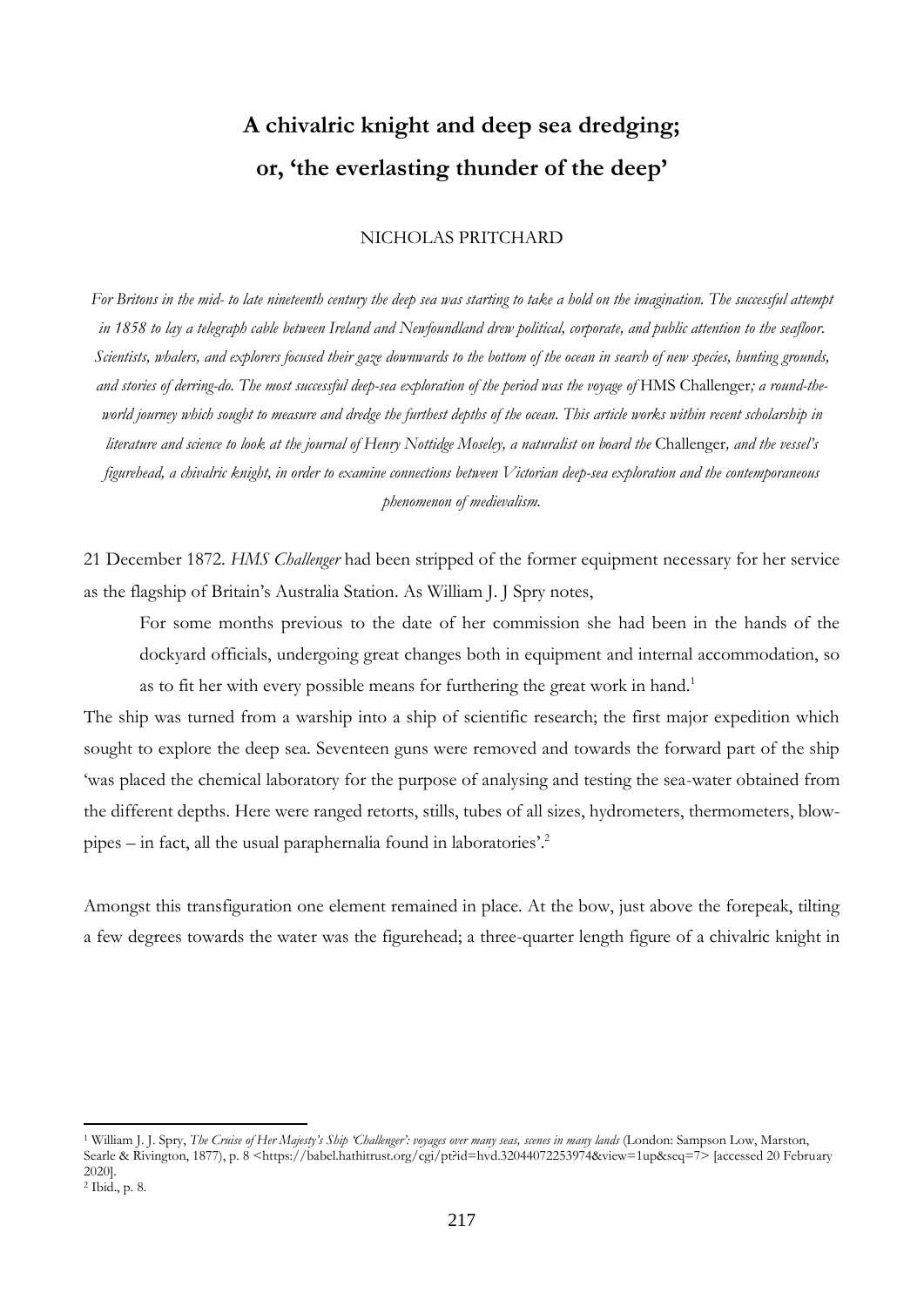# A chivalric knight and deep sea dredging; or, 'the everlasting thunder of the deep'

NICHOLAS PRITCHARD

*For Britons in the mid- to late nineteenth century the deep sea was starting to take a hold on the imagination. The successful attempt in 1858 to lay a telegraph cable between Ireland and Newfoundland drew political, corporate, and public attention to the seafloor. Scientists, whalers, and explorers focused their gaze downwards to the bottom of the ocean in search of new species, hunting grounds, and stories of derring-do. The most successful deep-sea exploration of the period was the voyage of* HMS Challenger*; a round-the-world journey which sought to measure and dredge the furthest depths of the ocean. This article works within recent scholarship in literature and science to look at the journal of Henry Nottidge Moseley, a naturalist on board the* Challenger*, and the vessel's figurehead, a chivalric knight, in order to examine connections between Victorian deep-sea exploration and the contemporaneous phenomenon of medievalism.*

21 December 1872. *HMS Challenger* had been stripped of the former equipment necessary for her service as the flagship of Britain's Australia Station. As William J. J Spry notes,

> For some months previous to the date of her commission she had been in the hands of the dockyard officials, undergoing great changes both in equipment and internal accommodation, so as to fit her with every possible means for furthering the great work in hand.[1]

The ship was turned from a warship into a ship of scientific research; the first major expedition which sought to explore the deep sea. Seventeen guns were removed and towards the forward part of the ship 'was placed the chemical laboratory for the purpose of analysing and testing the sea-water obtained from the different depths. Here were ranged retorts, stills, tubes of all sizes, hydrometers, thermometers, blow-pipes – in fact, all the usual paraphernalia found in laboratories'.[2]

Amongst this transfiguration one element remained in place. At the bow, just above the forepeak, tilting a few degrees towards the water was the figurehead; a three-quarter length figure of a chivalric knight in

---

[1] William J. J. Spry, *The Cruise of Her Majesty's Ship 'Challenger': voyages over many seas, scenes in many lands* (London: Sampson Low, Marston, Searle & Rivington, 1877), p. 8 <https://babel.hathitrust.org/cgi/pt?id=hvd.32044072253974&view=1up&seq=7> [accessed 20 February 2020].

[2] Ibid., p. 8.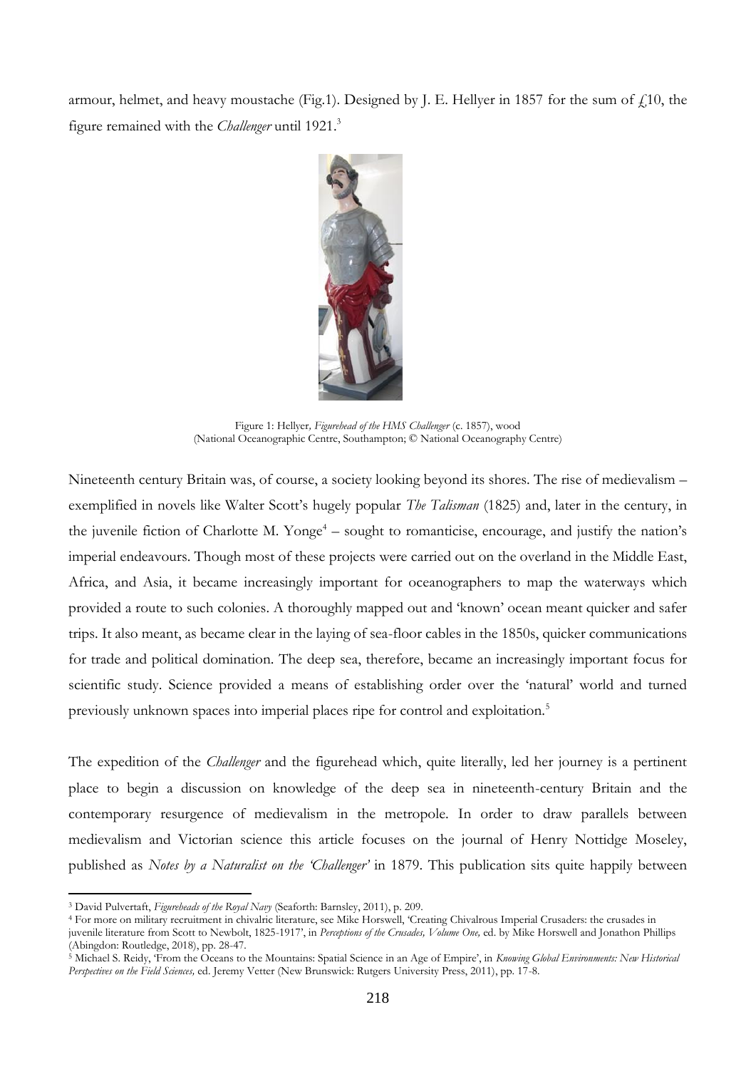armour, helmet, and heavy moustache (Fig.1). Designed by J. E. Hellyer in 1857 for the sum of £10, the figure remained with the *Challenger* until 1921.[3]

Figure 1: Hellyer, *Figurehead of the HMS Challenger* (c. 1857), wood
(National Oceanographic Centre, Southampton; © National Oceanography Centre)

Nineteenth century Britain was, of course, a society looking beyond its shores. The rise of medievalism – exemplified in novels like Walter Scott's hugely popular *The Talisman* (1825) and, later in the century, in the juvenile fiction of Charlotte M. Yonge[4] – sought to romanticise, encourage, and justify the nation's imperial endeavours. Though most of these projects were carried out on the overland in the Middle East, Africa, and Asia, it became increasingly important for oceanographers to map the waterways which provided a route to such colonies. A thoroughly mapped out and 'known' ocean meant quicker and safer trips. It also meant, as became clear in the laying of sea-floor cables in the 1850s, quicker communications for trade and political domination. The deep sea, therefore, became an increasingly important focus for scientific study. Science provided a means of establishing order over the 'natural' world and turned previously unknown spaces into imperial places ripe for control and exploitation.[5]

The expedition of the *Challenger* and the figurehead which, quite literally, led her journey is a pertinent place to begin a discussion on knowledge of the deep sea in nineteenth-century Britain and the contemporary resurgence of medievalism in the metropole. In order to draw parallels between medievalism and Victorian science this article focuses on the journal of Henry Nottidge Moseley, published as *Notes by a Naturalist on the 'Challenger'* in 1879. This publication sits quite happily between

---

[3] David Pulvertaft, *Figureheads of the Royal Navy* (Seaforth: Barnsley, 2011), p. 209.

[4] For more on military recruitment in chivalric literature, see Mike Horswell, 'Creating Chivalrous Imperial Crusaders: the crusades in juvenile literature from Scott to Newbolt, 1825-1917', in *Perceptions of the Crusades, Volume One,* ed. by Mike Horswell and Jonathon Phillips (Abingdon: Routledge, 2018), pp. 28-47.

[5] Michael S. Reidy, 'From the Oceans to the Mountains: Spatial Science in an Age of Empire', in *Knowing Global Environments: New Historical Perspectives on the Field Sciences,* ed. Jeremy Vetter (New Brunswick: Rutgers University Press, 2011), pp. 17-8.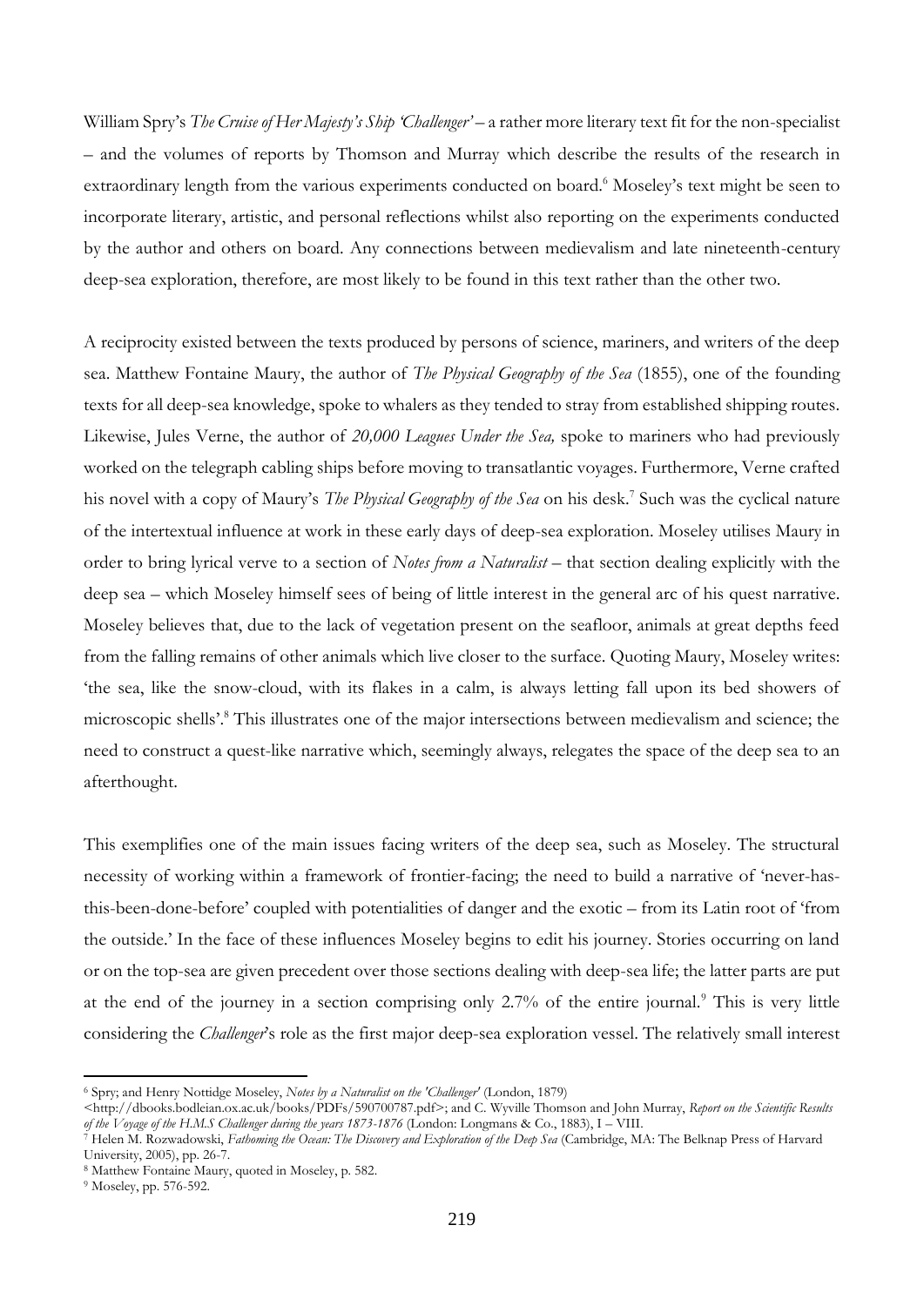William Spry's *The Cruise of Her Majesty's Ship 'Challenger'* – a rather more literary text fit for the non-specialist – and the volumes of reports by Thomson and Murray which describe the results of the research in extraordinary length from the various experiments conducted on board.[6] Moseley's text might be seen to incorporate literary, artistic, and personal reflections whilst also reporting on the experiments conducted by the author and others on board. Any connections between medievalism and late nineteenth-century deep-sea exploration, therefore, are most likely to be found in this text rather than the other two.

A reciprocity existed between the texts produced by persons of science, mariners, and writers of the deep sea. Matthew Fontaine Maury, the author of *The Physical Geography of the Sea* (1855), one of the founding texts for all deep-sea knowledge, spoke to whalers as they tended to stray from established shipping routes. Likewise, Jules Verne, the author of *20,000 Leagues Under the Sea,* spoke to mariners who had previously worked on the telegraph cabling ships before moving to transatlantic voyages. Furthermore, Verne crafted his novel with a copy of Maury's *The Physical Geography of the Sea* on his desk.[7] Such was the cyclical nature of the intertextual influence at work in these early days of deep-sea exploration. Moseley utilises Maury in order to bring lyrical verve to a section of *Notes from a Naturalist* – that section dealing explicitly with the deep sea – which Moseley himself sees of being of little interest in the general arc of his quest narrative. Moseley believes that, due to the lack of vegetation present on the seafloor, animals at great depths feed from the falling remains of other animals which live closer to the surface. Quoting Maury, Moseley writes: 'the sea, like the snow-cloud, with its flakes in a calm, is always letting fall upon its bed showers of microscopic shells'.[8] This illustrates one of the major intersections between medievalism and science; the need to construct a quest-like narrative which, seemingly always, relegates the space of the deep sea to an afterthought.

This exemplifies one of the main issues facing writers of the deep sea, such as Moseley. The structural necessity of working within a framework of frontier-facing; the need to build a narrative of 'never-has-this-been-done-before' coupled with potentialities of danger and the exotic – from its Latin root of 'from the outside.' In the face of these influences Moseley begins to edit his journey. Stories occurring on land or on the top-sea are given precedent over those sections dealing with deep-sea life; the latter parts are put at the end of the journey in a section comprising only 2.7% of the entire journal.[9] This is very little considering the *Challenger*'s role as the first major deep-sea exploration vessel. The relatively small interest

---

[6] Spry; and Henry Nottidge Moseley, *Notes by a Naturalist on the 'Challenger'* (London, 1879) <http://dbooks.bodleian.ox.ac.uk/books/PDFs/590700787.pdf>; and C. Wyville Thomson and John Murray, *Report on the Scientific Results of the Voyage of the H.M.S Challenger during the years 1873-1876* (London: Longmans & Co., 1883), I – VIII.

[7] Helen M. Rozwadowski, *Fathoming the Ocean: The Discovery and Exploration of the Deep Sea* (Cambridge, MA: The Belknap Press of Harvard University, 2005), pp. 26-7.

[8] Matthew Fontaine Maury, quoted in Moseley, p. 582.

[9] Moseley, pp. 576-592.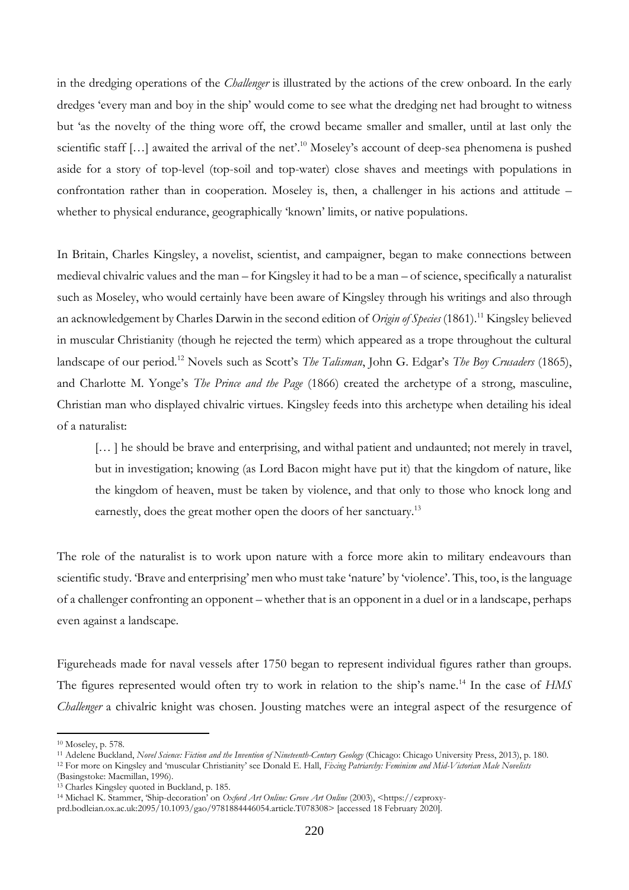in the dredging operations of the *Challenger* is illustrated by the actions of the crew onboard. In the early dredges 'every man and boy in the ship' would come to see what the dredging net had brought to witness but 'as the novelty of the thing wore off, the crowd became smaller and smaller, until at last only the scientific staff […] awaited the arrival of the net'.[10] Moseley's account of deep-sea phenomena is pushed aside for a story of top-level (top-soil and top-water) close shaves and meetings with populations in confrontation rather than in cooperation. Moseley is, then, a challenger in his actions and attitude – whether to physical endurance, geographically 'known' limits, or native populations.

In Britain, Charles Kingsley, a novelist, scientist, and campaigner, began to make connections between medieval chivalric values and the man – for Kingsley it had to be a man – of science, specifically a naturalist such as Moseley, who would certainly have been aware of Kingsley through his writings and also through an acknowledgement by Charles Darwin in the second edition of *Origin of Species* (1861).[11] Kingsley believed in muscular Christianity (though he rejected the term) which appeared as a trope throughout the cultural landscape of our period.[12] Novels such as Scott's *The Talisman*, John G. Edgar's *The Boy Crusaders* (1865), and Charlotte M. Yonge's *The Prince and the Page* (1866) created the archetype of a strong, masculine, Christian man who displayed chivalric virtues. Kingsley feeds into this archetype when detailing his ideal of a naturalist:

> [… ] he should be brave and enterprising, and withal patient and undaunted; not merely in travel, but in investigation; knowing (as Lord Bacon might have put it) that the kingdom of nature, like the kingdom of heaven, must be taken by violence, and that only to those who knock long and earnestly, does the great mother open the doors of her sanctuary.[13]

The role of the naturalist is to work upon nature with a force more akin to military endeavours than scientific study. 'Brave and enterprising' men who must take 'nature' by 'violence'. This, too, is the language of a challenger confronting an opponent – whether that is an opponent in a duel or in a landscape, perhaps even against a landscape.

Figureheads made for naval vessels after 1750 began to represent individual figures rather than groups. The figures represented would often try to work in relation to the ship's name.[14] In the case of *HMS Challenger* a chivalric knight was chosen. Jousting matches were an integral aspect of the resurgence of

---

[10] Moseley, p. 578.

[11] Adelene Buckland, *Novel Science: Fiction and the Invention of Nineteenth-Century Geology* (Chicago: Chicago University Press, 2013), p. 180.

[12] For more on Kingsley and 'muscular Christianity' see Donald E. Hall, *Fixing Patriarchy: Feminism and Mid-Victorian Male Novelists* (Basingstoke: Macmillan, 1996).

[13] Charles Kingsley quoted in Buckland, p. 185.

[14] Michael K. Stammer, 'Ship-decoration' on *Oxford Art Online: Grove Art Online* (2003), <https://ezproxy-prd.bodleian.ox.ac.uk:2095/10.1093/gao/9781884446054.article.T078308> [accessed 18 February 2020].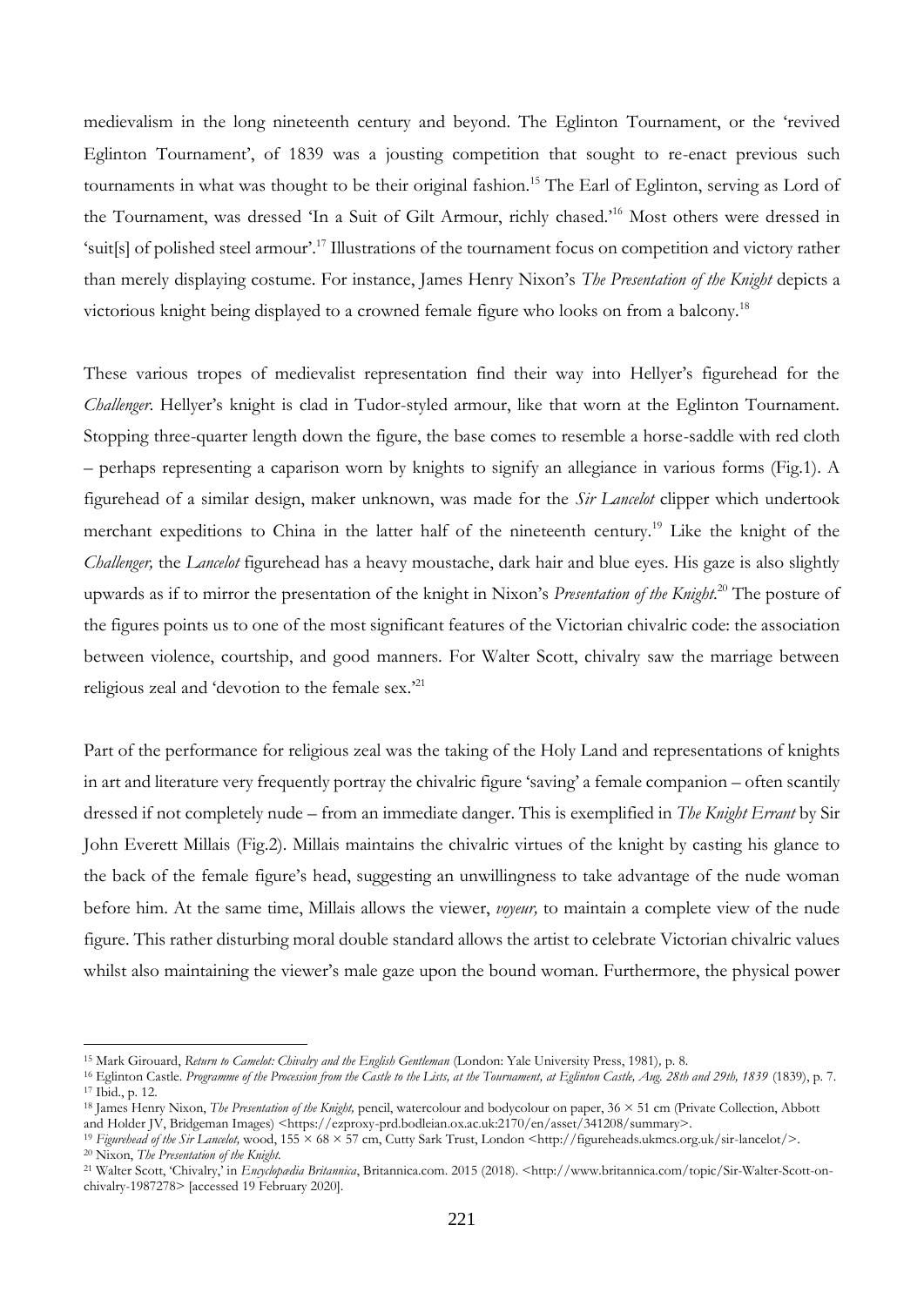medievalism in the long nineteenth century and beyond. The Eglinton Tournament, or the 'revived Eglinton Tournament', of 1839 was a jousting competition that sought to re-enact previous such tournaments in what was thought to be their original fashion.[15] The Earl of Eglinton, serving as Lord of the Tournament, was dressed 'In a Suit of Gilt Armour, richly chased.'[16] Most others were dressed in 'suit[s] of polished steel armour'.[17] Illustrations of the tournament focus on competition and victory rather than merely displaying costume. For instance, James Henry Nixon's *The Presentation of the Knight* depicts a victorious knight being displayed to a crowned female figure who looks on from a balcony.[18]

These various tropes of medievalist representation find their way into Hellyer's figurehead for the *Challenger*. Hellyer's knight is clad in Tudor-styled armour, like that worn at the Eglinton Tournament. Stopping three-quarter length down the figure, the base comes to resemble a horse-saddle with red cloth – perhaps representing a caparison worn by knights to signify an allegiance in various forms (Fig.1). A figurehead of a similar design, maker unknown, was made for the *Sir Lancelot* clipper which undertook merchant expeditions to China in the latter half of the nineteenth century.[19] Like the knight of the *Challenger,* the *Lancelot* figurehead has a heavy moustache, dark hair and blue eyes. His gaze is also slightly upwards as if to mirror the presentation of the knight in Nixon's *Presentation of the Knight*.[20] The posture of the figures points us to one of the most significant features of the Victorian chivalric code: the association between violence, courtship, and good manners. For Walter Scott, chivalry saw the marriage between religious zeal and 'devotion to the female sex.'[21]

Part of the performance for religious zeal was the taking of the Holy Land and representations of knights in art and literature very frequently portray the chivalric figure 'saving' a female companion – often scantily dressed if not completely nude – from an immediate danger. This is exemplified in *The Knight Errant* by Sir John Everett Millais (Fig.2). Millais maintains the chivalric virtues of the knight by casting his glance to the back of the female figure's head, suggesting an unwillingness to take advantage of the nude woman before him. At the same time, Millais allows the viewer, *voyeur,* to maintain a complete view of the nude figure. This rather disturbing moral double standard allows the artist to celebrate Victorian chivalric values whilst also maintaining the viewer's male gaze upon the bound woman. Furthermore, the physical power

---

[15] Mark Girouard, *Return to Camelot: Chivalry and the English Gentleman* (London: Yale University Press, 1981), p. 8.

[16] Eglinton Castle. *Programme of the Procession from the Castle to the Lists, at the Tournament, at Eglinton Castle, Aug. 28th and 29th, 1839* (1839), p. 7.

[17] Ibid., p. 12.

[18] James Henry Nixon, *The Presentation of the Knight,* pencil, watercolour and bodycolour on paper, 36 × 51 cm (Private Collection, Abbott and Holder JV, Bridgeman Images) <https://ezproxy-prd.bodleian.ox.ac.uk:2170/en/asset/341208/summary>.

[19] *Figurehead of the Sir Lancelot,* wood, 155 × 68 × 57 cm, Cutty Sark Trust, London <http://figureheads.ukmcs.org.uk/sir-lancelot/>.

[20] Nixon, *The Presentation of the Knight.*

[21] Walter Scott, 'Chivalry,' in *Encyclopædia Britannica*, Britannica.com. 2015 (2018). <http://www.britannica.com/topic/Sir-Walter-Scott-on-chivalry-1987278> [accessed 19 February 2020].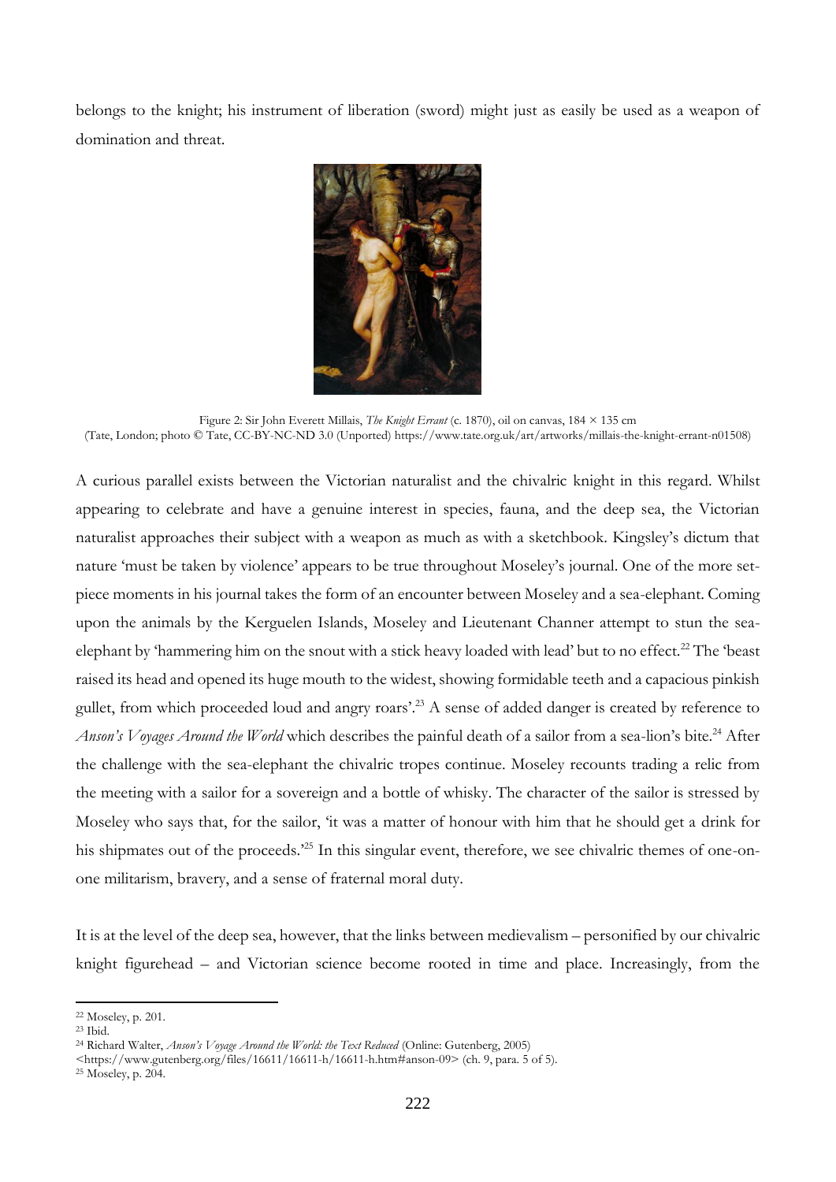belongs to the knight; his instrument of liberation (sword) might just as easily be used as a weapon of domination and threat.

Figure 2: Sir John Everett Millais, *The Knight Errant* (c. 1870), oil on canvas, 184 × 135 cm (Tate, London; photo © Tate, CC-BY-NC-ND 3.0 (Unported) https://www.tate.org.uk/art/artworks/millais-the-knight-errant-n01508)

A curious parallel exists between the Victorian naturalist and the chivalric knight in this regard. Whilst appearing to celebrate and have a genuine interest in species, fauna, and the deep sea, the Victorian naturalist approaches their subject with a weapon as much as with a sketchbook. Kingsley's dictum that nature 'must be taken by violence' appears to be true throughout Moseley's journal. One of the more set-piece moments in his journal takes the form of an encounter between Moseley and a sea-elephant. Coming upon the animals by the Kerguelen Islands, Moseley and Lieutenant Channer attempt to stun the sea-elephant by 'hammering him on the snout with a stick heavy loaded with lead' but to no effect.[22] The 'beast raised its head and opened its huge mouth to the widest, showing formidable teeth and a capacious pinkish gullet, from which proceeded loud and angry roars'.[23] A sense of added danger is created by reference to *Anson's Voyages Around the World* which describes the painful death of a sailor from a sea-lion's bite.[24] After the challenge with the sea-elephant the chivalric tropes continue. Moseley recounts trading a relic from the meeting with a sailor for a sovereign and a bottle of whisky. The character of the sailor is stressed by Moseley who says that, for the sailor, 'it was a matter of honour with him that he should get a drink for his shipmates out of the proceeds.'[25] In this singular event, therefore, we see chivalric themes of one-on-one militarism, bravery, and a sense of fraternal moral duty.

It is at the level of the deep sea, however, that the links between medievalism – personified by our chivalric knight figurehead – and Victorian science become rooted in time and place. Increasingly, from the

[22] Moseley, p. 201.
[23] Ibid.
[24] Richard Walter, *Anson's Voyage Around the World: the Text Reduced* (Online: Gutenberg, 2005) <https://www.gutenberg.org/files/16611/16611-h/16611-h.htm#anson-09> (ch. 9, para. 5 of 5).
[25] Moseley, p. 204.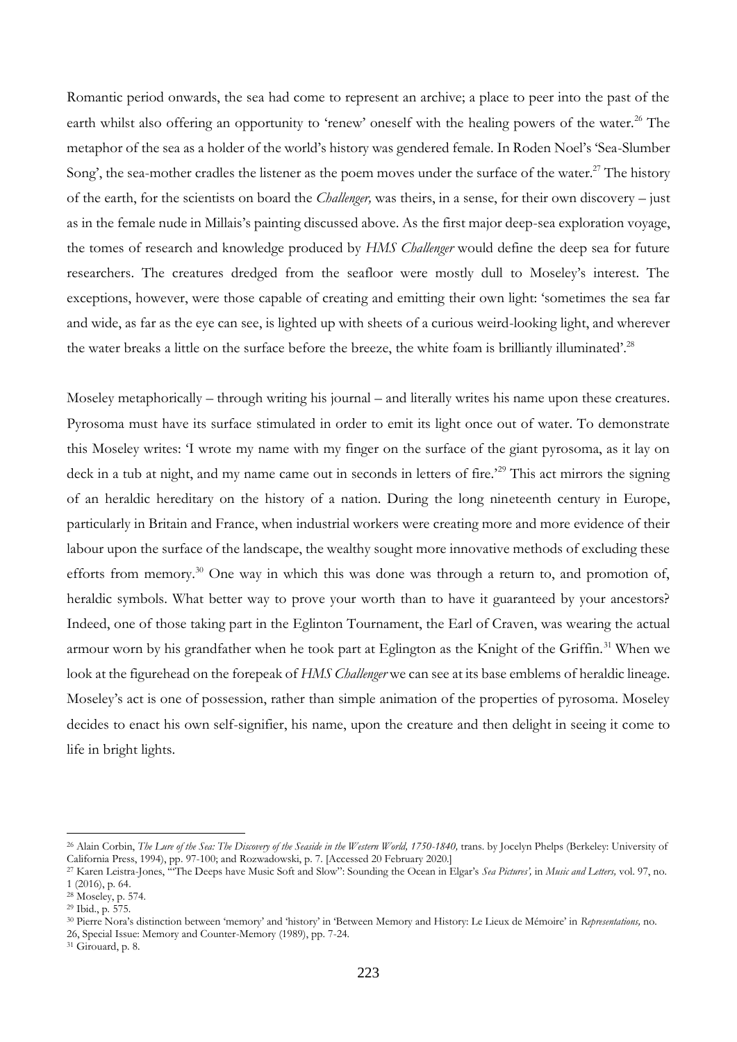Romantic period onwards, the sea had come to represent an archive; a place to peer into the past of the earth whilst also offering an opportunity to 'renew' oneself with the healing powers of the water.[26] The metaphor of the sea as a holder of the world's history was gendered female. In Roden Noel's 'Sea-Slumber Song', the sea-mother cradles the listener as the poem moves under the surface of the water.[27] The history of the earth, for the scientists on board the *Challenger,* was theirs, in a sense, for their own discovery – just as in the female nude in Millais's painting discussed above. As the first major deep-sea exploration voyage, the tomes of research and knowledge produced by *HMS Challenger* would define the deep sea for future researchers. The creatures dredged from the seafloor were mostly dull to Moseley's interest. The exceptions, however, were those capable of creating and emitting their own light: 'sometimes the sea far and wide, as far as the eye can see, is lighted up with sheets of a curious weird-looking light, and wherever the water breaks a little on the surface before the breeze, the white foam is brilliantly illuminated'.[28]

Moseley metaphorically – through writing his journal – and literally writes his name upon these creatures. Pyrosoma must have its surface stimulated in order to emit its light once out of water. To demonstrate this Moseley writes: 'I wrote my name with my finger on the surface of the giant pyrosoma, as it lay on deck in a tub at night, and my name came out in seconds in letters of fire.'[29] This act mirrors the signing of an heraldic hereditary on the history of a nation. During the long nineteenth century in Europe, particularly in Britain and France, when industrial workers were creating more and more evidence of their labour upon the surface of the landscape, the wealthy sought more innovative methods of excluding these efforts from memory.[30] One way in which this was done was through a return to, and promotion of, heraldic symbols. What better way to prove your worth than to have it guaranteed by your ancestors? Indeed, one of those taking part in the Eglinton Tournament, the Earl of Craven, was wearing the actual armour worn by his grandfather when he took part at Eglington as the Knight of the Griffin.[31] When we look at the figurehead on the forepeak of *HMS Challenger* we can see at its base emblems of heraldic lineage. Moseley's act is one of possession, rather than simple animation of the properties of pyrosoma. Moseley decides to enact his own self-signifier, his name, upon the creature and then delight in seeing it come to life in bright lights.

---

[26] Alain Corbin, *The Lure of the Sea: The Discovery of the Seaside in the Western World, 1750-1840,* trans. by Jocelyn Phelps (Berkeley: University of California Press, 1994), pp. 97-100; and Rozwadowski, p. 7. [Accessed 20 February 2020.]

[27] Karen Leistra-Jones, '"The Deeps have Music Soft and Slow": Sounding the Ocean in Elgar's *Sea Pictures',* in *Music and Letters,* vol. 97, no. 1 (2016), p. 64.

[28] Moseley, p. 574.

[29] Ibid., p. 575.

[30] Pierre Nora's distinction between 'memory' and 'history' in 'Between Memory and History: Le Lieux de Mémoire' in *Representations,* no. 26, Special Issue: Memory and Counter-Memory (1989), pp. 7-24.

[31] Girouard, p. 8.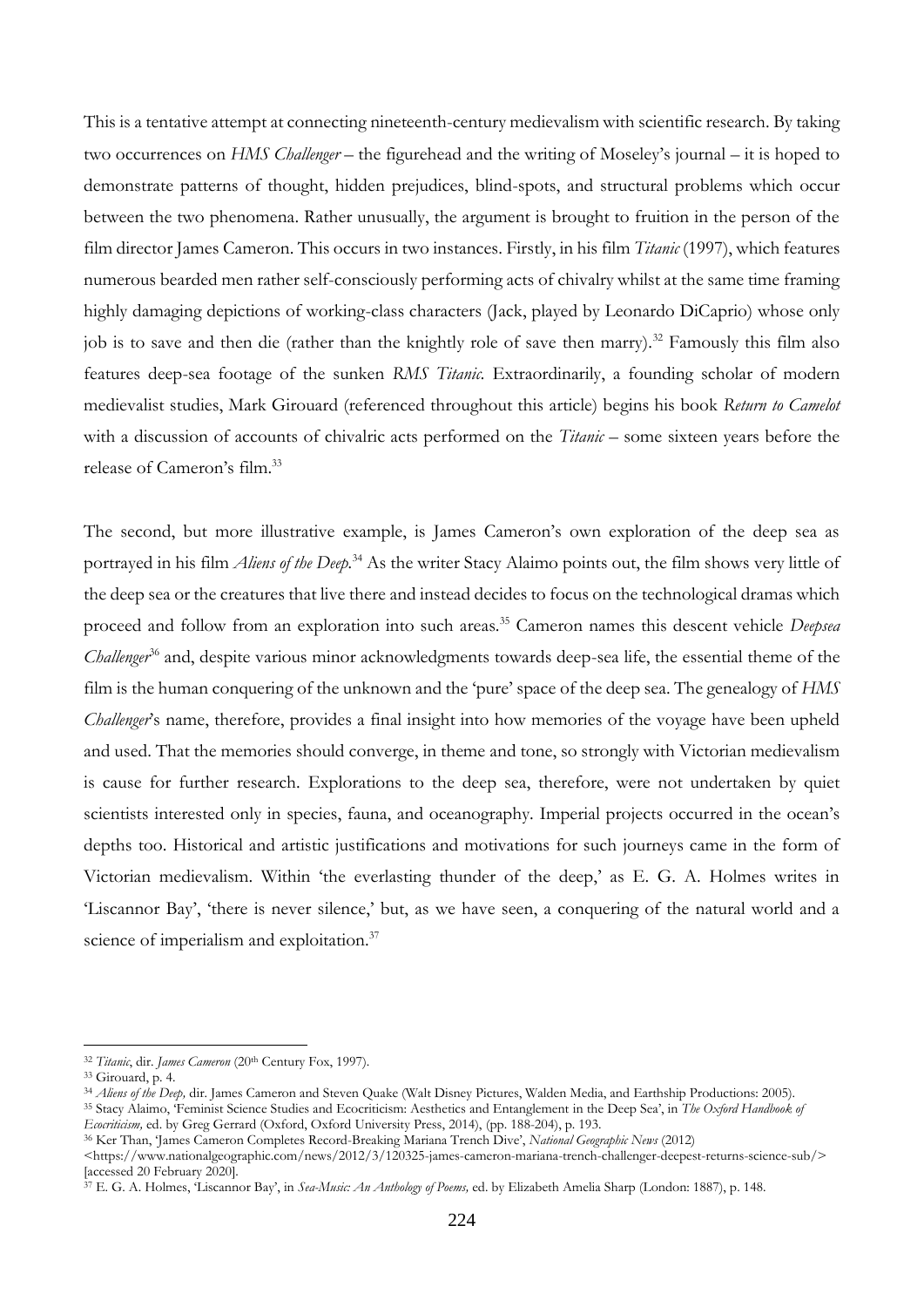This is a tentative attempt at connecting nineteenth-century medievalism with scientific research. By taking two occurrences on *HMS Challenger* – the figurehead and the writing of Moseley's journal – it is hoped to demonstrate patterns of thought, hidden prejudices, blind-spots, and structural problems which occur between the two phenomena. Rather unusually, the argument is brought to fruition in the person of the film director James Cameron. This occurs in two instances. Firstly, in his film *Titanic* (1997), which features numerous bearded men rather self-consciously performing acts of chivalry whilst at the same time framing highly damaging depictions of working-class characters (Jack, played by Leonardo DiCaprio) whose only job is to save and then die (rather than the knightly role of save then marry).[32] Famously this film also features deep-sea footage of the sunken *RMS Titanic.* Extraordinarily, a founding scholar of modern medievalist studies, Mark Girouard (referenced throughout this article) begins his book *Return to Camelot* with a discussion of accounts of chivalric acts performed on the *Titanic* – some sixteen years before the release of Cameron's film.[33]

The second, but more illustrative example, is James Cameron's own exploration of the deep sea as portrayed in his film *Aliens of the Deep.*[34] As the writer Stacy Alaimo points out, the film shows very little of the deep sea or the creatures that live there and instead decides to focus on the technological dramas which proceed and follow from an exploration into such areas.[35] Cameron names this descent vehicle *Deepsea Challenger*[36] and, despite various minor acknowledgments towards deep-sea life, the essential theme of the film is the human conquering of the unknown and the 'pure' space of the deep sea. The genealogy of *HMS Challenger*'s name, therefore, provides a final insight into how memories of the voyage have been upheld and used. That the memories should converge, in theme and tone, so strongly with Victorian medievalism is cause for further research. Explorations to the deep sea, therefore, were not undertaken by quiet scientists interested only in species, fauna, and oceanography. Imperial projects occurred in the ocean's depths too. Historical and artistic justifications and motivations for such journeys came in the form of Victorian medievalism. Within 'the everlasting thunder of the deep,' as E. G. A. Holmes writes in 'Liscannor Bay', 'there is never silence,' but, as we have seen, a conquering of the natural world and a science of imperialism and exploitation.[37]

---

[32] *Titanic*, dir. *James Cameron* (20th Century Fox, 1997).

[33] Girouard, p. 4.

[34] *Aliens of the Deep,* dir. James Cameron and Steven Quake (Walt Disney Pictures, Walden Media, and Earthship Productions: 2005).

[35] Stacy Alaimo, 'Feminist Science Studies and Ecocriticism: Aesthetics and Entanglement in the Deep Sea', in *The Oxford Handbook of Ecocriticism,* ed. by Greg Gerrard (Oxford, Oxford University Press, 2014), (pp. 188-204), p. 193.

[36] Ker Than, 'James Cameron Completes Record-Breaking Mariana Trench Dive', *National Geographic News* (2012) <https://www.nationalgeographic.com/news/2012/3/120325-james-cameron-mariana-trench-challenger-deepest-returns-science-sub/> [accessed 20 February 2020].

[37] E. G. A. Holmes, 'Liscannor Bay', in *Sea-Music: An Anthology of Poems,* ed. by Elizabeth Amelia Sharp (London: 1887), p. 148.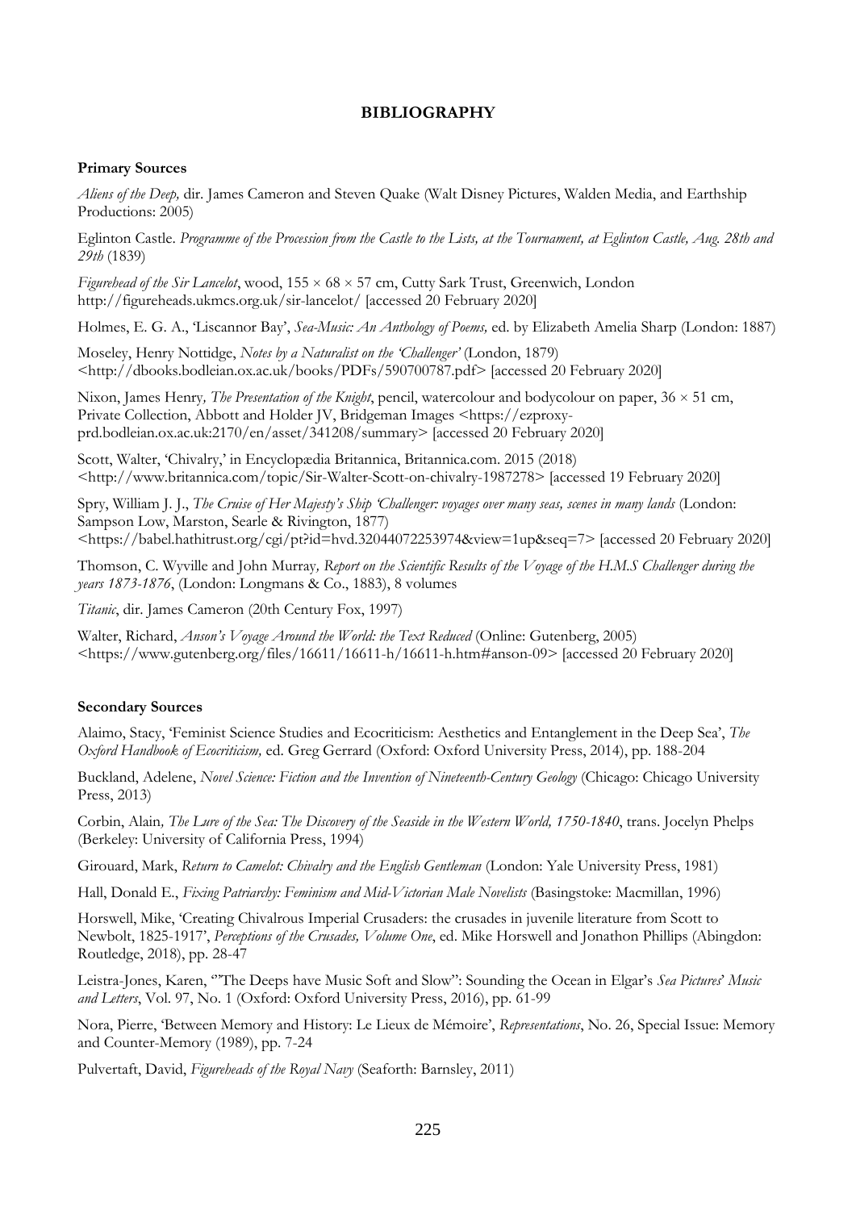# BIBLIOGRAPHY

**Primary Sources**

*Aliens of the Deep,* dir. James Cameron and Steven Quake (Walt Disney Pictures, Walden Media, and Earthship Productions: 2005)

Eglinton Castle. *Programme of the Procession from the Castle to the Lists, at the Tournament, at Eglinton Castle, Aug. 28th and 29th* (1839)

*Figurehead of the Sir Lancelot*, wood, 155 × 68 × 57 cm, Cutty Sark Trust, Greenwich, London http://figureheads.ukmcs.org.uk/sir-lancelot/ [accessed 20 February 2020]

Holmes, E. G. A., 'Liscannor Bay', *Sea-Music: An Anthology of Poems,* ed. by Elizabeth Amelia Sharp (London: 1887)

Moseley, Henry Nottidge, *Notes by a Naturalist on the 'Challenger'* (London, 1879) <http://dbooks.bodleian.ox.ac.uk/books/PDFs/590700787.pdf> [accessed 20 February 2020]

Nixon, James Henry*, The Presentation of the Knight*, pencil, watercolour and bodycolour on paper, 36 × 51 cm, Private Collection, Abbott and Holder JV, Bridgeman Images <https://ezproxy-prd.bodleian.ox.ac.uk:2170/en/asset/341208/summary> [accessed 20 February 2020]

Scott, Walter, 'Chivalry,' in Encyclopædia Britannica, Britannica.com. 2015 (2018) <http://www.britannica.com/topic/Sir-Walter-Scott-on-chivalry-1987278> [accessed 19 February 2020]

Spry, William J. J., *The Cruise of Her Majesty's Ship 'Challenger: voyages over many seas, scenes in many lands* (London: Sampson Low, Marston, Searle & Rivington, 1877) <https://babel.hathitrust.org/cgi/pt?id=hvd.32044072253974&view=1up&seq=7> [accessed 20 February 2020]

Thomson, C. Wyville and John Murray*, Report on the Scientific Results of the Voyage of the H.M.S Challenger during the years 1873-1876*, (London: Longmans & Co., 1883), 8 volumes

*Titanic*, dir. James Cameron (20th Century Fox, 1997)

Walter, Richard, *Anson's Voyage Around the World: the Text Reduced* (Online: Gutenberg, 2005) <https://www.gutenberg.org/files/16611/16611-h/16611-h.htm#anson-09> [accessed 20 February 2020]

**Secondary Sources**

Alaimo, Stacy, 'Feminist Science Studies and Ecocriticism: Aesthetics and Entanglement in the Deep Sea', *The Oxford Handbook of Ecocriticism,* ed. Greg Gerrard (Oxford: Oxford University Press, 2014), pp. 188-204

Buckland, Adelene, *Novel Science: Fiction and the Invention of Nineteenth-Century Geology* (Chicago: Chicago University Press, 2013)

Corbin, Alain*, The Lure of the Sea: The Discovery of the Seaside in the Western World, 1750-1840*, trans. Jocelyn Phelps (Berkeley: University of California Press, 1994)

Girouard, Mark, *Return to Camelot: Chivalry and the English Gentleman* (London: Yale University Press, 1981)

Hall, Donald E., *Fixing Patriarchy: Feminism and Mid-Victorian Male Novelists* (Basingstoke: Macmillan, 1996)

Horswell, Mike, 'Creating Chivalrous Imperial Crusaders: the crusades in juvenile literature from Scott to Newbolt, 1825-1917', *Perceptions of the Crusades, Volume One*, ed. Mike Horswell and Jonathon Phillips (Abingdon: Routledge, 2018), pp. 28-47

Leistra-Jones, Karen, '"The Deeps have Music Soft and Slow": Sounding the Ocean in Elgar's *Sea Pictures*' *Music and Letters*, Vol. 97, No. 1 (Oxford: Oxford University Press, 2016), pp. 61-99

Nora, Pierre, 'Between Memory and History: Le Lieux de Mémoire', *Representations*, No. 26, Special Issue: Memory and Counter-Memory (1989), pp. 7-24

Pulvertaft, David, *Figureheads of the Royal Navy* (Seaforth: Barnsley, 2011)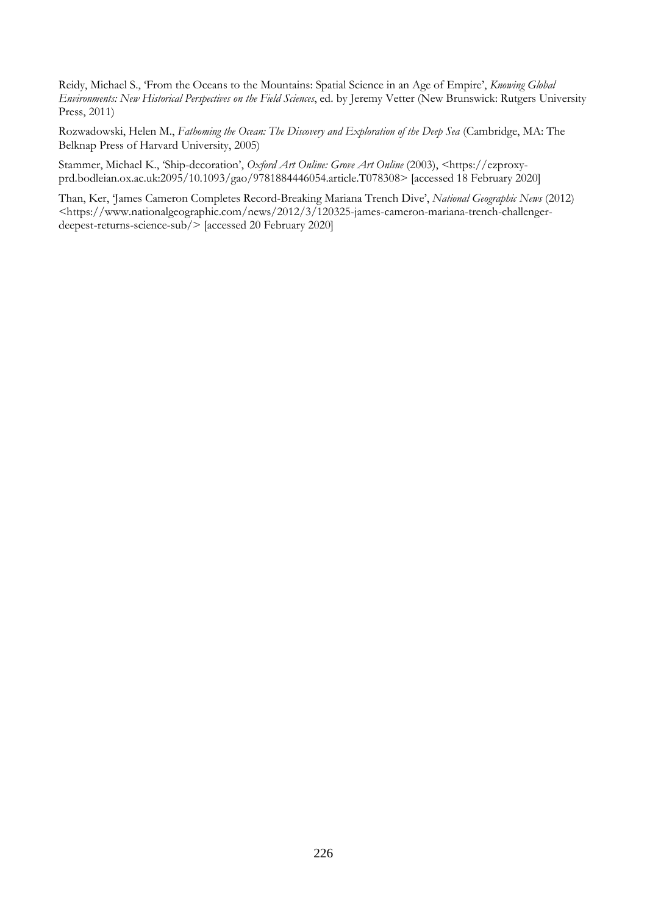Reidy, Michael S., 'From the Oceans to the Mountains: Spatial Science in an Age of Empire', *Knowing Global Environments: New Historical Perspectives on the Field Sciences*, ed. by Jeremy Vetter (New Brunswick: Rutgers University Press, 2011)

Rozwadowski, Helen M., *Fathoming the Ocean: The Discovery and Exploration of the Deep Sea* (Cambridge, MA: The Belknap Press of Harvard University, 2005)

Stammer, Michael K., 'Ship-decoration', *Oxford Art Online: Grove Art Online* (2003), <https://ezproxy-prd.bodleian.ox.ac.uk:2095/10.1093/gao/9781884446054.article.T078308> [accessed 18 February 2020]

Than, Ker, 'James Cameron Completes Record-Breaking Mariana Trench Dive', *National Geographic News* (2012) <https://www.nationalgeographic.com/news/2012/3/120325-james-cameron-mariana-trench-challenger-deepest-returns-science-sub/> [accessed 20 February 2020]